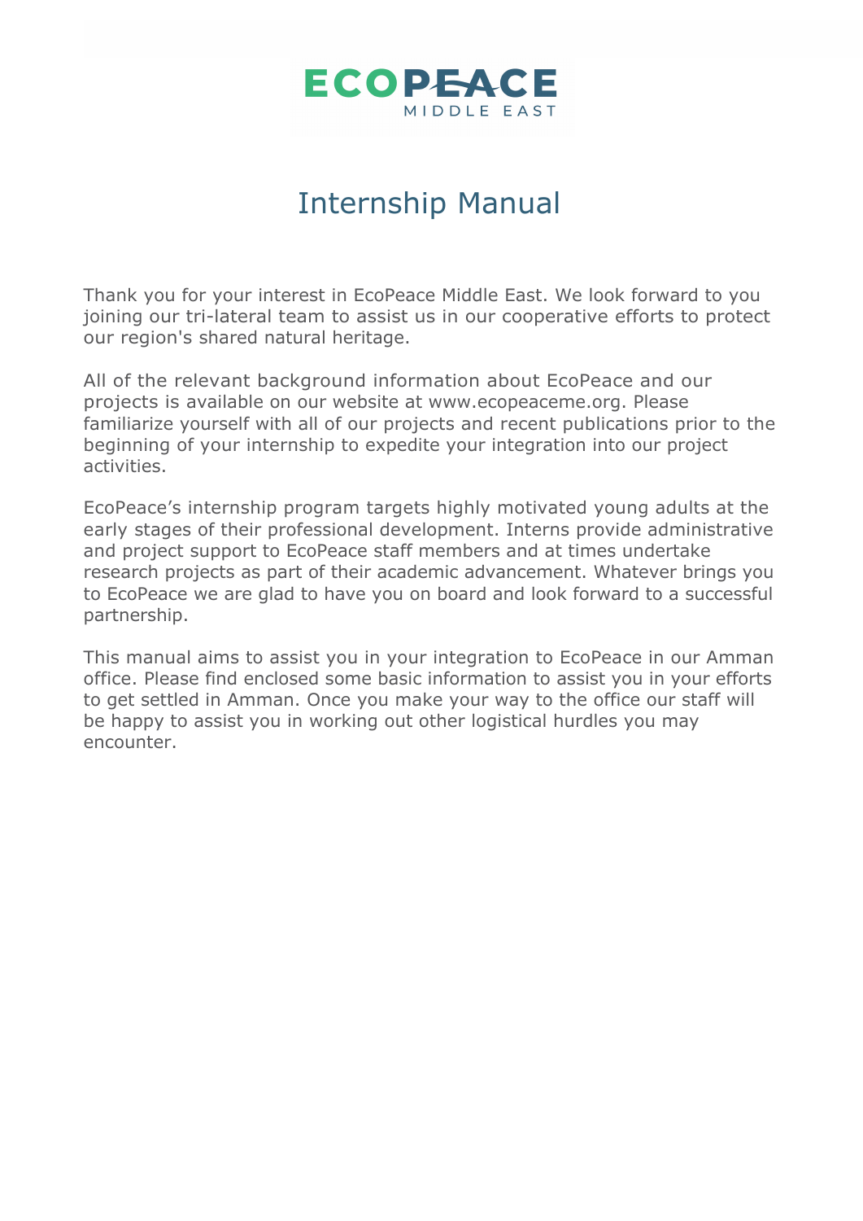ECOPEACE
MIDDLE EAST

# Internship Manual

Thank you for your interest in EcoPeace Middle East. We look forward to you joining our tri-lateral team to assist us in our cooperative efforts to protect our region's shared natural heritage.

All of the relevant background information about EcoPeace and our projects is available on our website at www.ecopeaceme.org. Please familiarize yourself with all of our projects and recent publications prior to the beginning of your internship to expedite your integration into our project activities.

EcoPeace's internship program targets highly motivated young adults at the early stages of their professional development. Interns provide administrative and project support to EcoPeace staff members and at times undertake research projects as part of their academic advancement. Whatever brings you to EcoPeace we are glad to have you on board and look forward to a successful partnership.

This manual aims to assist you in your integration to EcoPeace in our Amman office. Please find enclosed some basic information to assist you in your efforts to get settled in Amman. Once you make your way to the office our staff will be happy to assist you in working out other logistical hurdles you may encounter.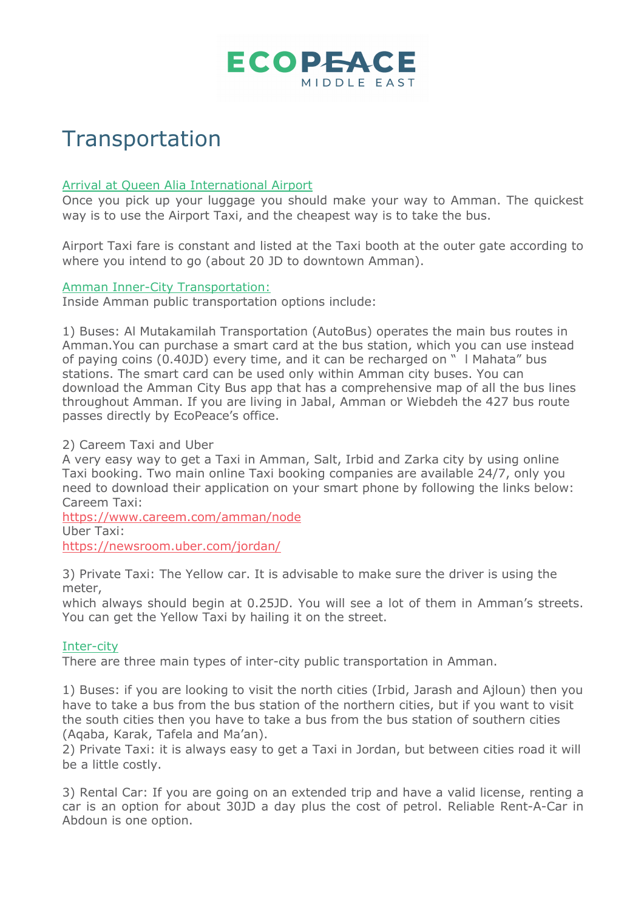# Transportation

## Arrival at Queen Alia International Airport

Once you pick up your luggage you should make your way to Amman. The quickest way is to use the Airport Taxi, and the cheapest way is to take the bus.

Airport Taxi fare is constant and listed at the Taxi booth at the outer gate according to where you intend to go (about 20 JD to downtown Amman).

## Amman Inner-City Transportation:

Inside Amman public transportation options include:

1) Buses: Al Mutakamilah Transportation (AutoBus) operates the main bus routes in Amman.You can purchase a smart card at the bus station, which you can use instead of paying coins (0.40JD) every time, and it can be recharged on " l Mahata" bus stations. The smart card can be used only within Amman city buses. You can download the Amman City Bus app that has a comprehensive map of all the bus lines throughout Amman. If you are living in Jabal, Amman or Wiebdeh the 427 bus route passes directly by EcoPeace's office.

2) Careem Taxi and Uber
A very easy way to get a Taxi in Amman, Salt, Irbid and Zarka city by using online Taxi booking. Two main online Taxi booking companies are available 24/7, only you need to download their application on your smart phone by following the links below:
Careem Taxi:
https://www.careem.com/amman/node
Uber Taxi:
https://newsroom.uber.com/jordan/

3) Private Taxi: The Yellow car. It is advisable to make sure the driver is using the meter,
which always should begin at 0.25JD. You will see a lot of them in Amman's streets. You can get the Yellow Taxi by hailing it on the street.

## Inter-city

There are three main types of inter-city public transportation in Amman.

1) Buses: if you are looking to visit the north cities (Irbid, Jarash and Ajloun) then you have to take a bus from the bus station of the northern cities, but if you want to visit the south cities then you have to take a bus from the bus station of southern cities (Aqaba, Karak, Tafela and Ma'an).
2) Private Taxi: it is always easy to get a Taxi in Jordan, but between cities road it will be a little costly.

3) Rental Car: If you are going on an extended trip and have a valid license, renting a car is an option for about 30JD a day plus the cost of petrol. Reliable Rent-A-Car in Abdoun is one option.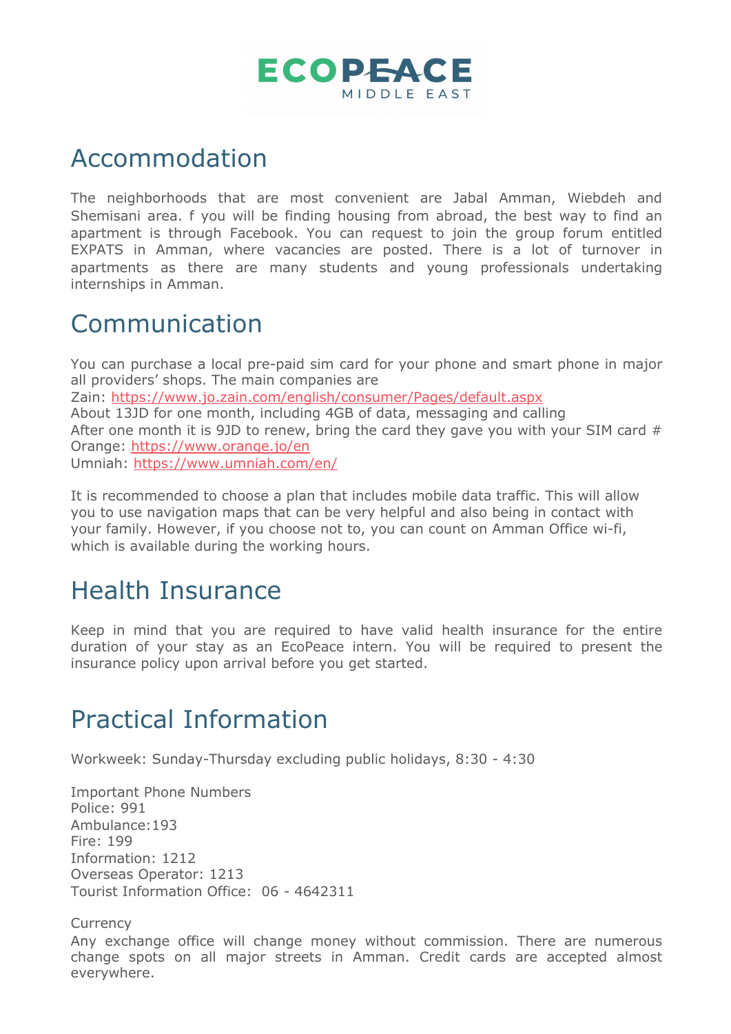## Accommodation

The neighborhoods that are most convenient are Jabal Amman, Wiebdeh and Shemisani area. f you will be finding housing from abroad, the best way to find an apartment is through Facebook. You can request to join the group forum entitled EXPATS in Amman, where vacancies are posted. There is a lot of turnover in apartments as there are many students and young professionals undertaking internships in Amman.

## Communication

You can purchase a local pre-paid sim card for your phone and smart phone in major all providers' shops. The main companies are
Zain: https://www.jo.zain.com/english/consumer/Pages/default.aspx
About 13JD for one month, including 4GB of data, messaging and calling
After one month it is 9JD to renew, bring the card they gave you with your SIM card #
Orange: https://www.orange.jo/en
Umniah: https://www.umniah.com/en/

It is recommended to choose a plan that includes mobile data traffic. This will allow you to use navigation maps that can be very helpful and also being in contact with your family. However, if you choose not to, you can count on Amman Office wi-fi, which is available during the working hours.

## Health Insurance

Keep in mind that you are required to have valid health insurance for the entire duration of your stay as an EcoPeace intern. You will be required to present the insurance policy upon arrival before you get started.

## Practical Information

Workweek: Sunday-Thursday excluding public holidays, 8:30 - 4:30

Important Phone Numbers
Police: 991
Ambulance:193
Fire: 199
Information: 1212
Overseas Operator: 1213
Tourist Information Office: 06 - 4642311

Currency
Any exchange office will change money without commission. There are numerous change spots on all major streets in Amman. Credit cards are accepted almost everywhere.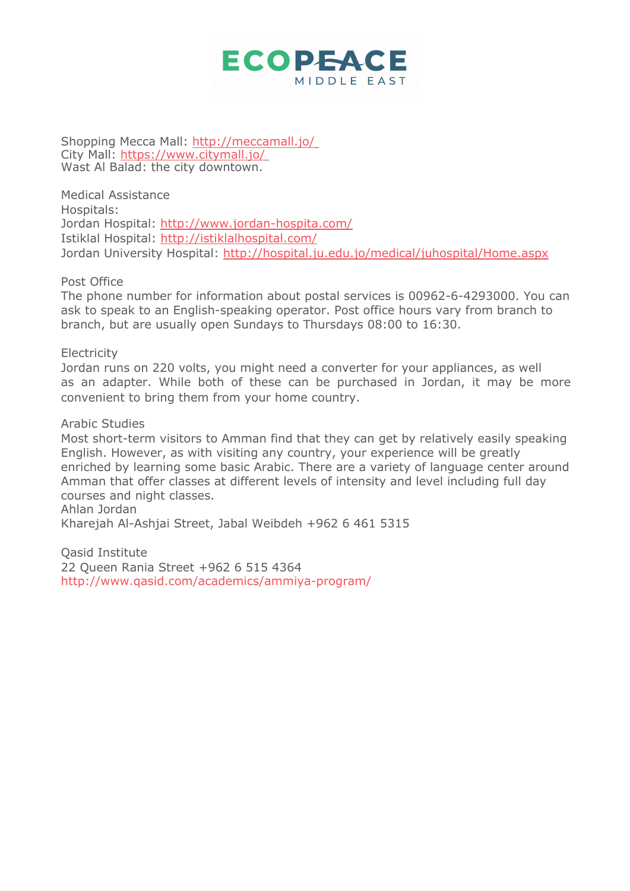Shopping Mecca Mall: http://meccamall.jo/
City Mall: https://www.citymall.jo/
Wast Al Balad: the city downtown.

Medical Assistance
Hospitals:
Jordan Hospital: http://www.jordan-hospita.com/
Istiklal Hospital: http://istiklalhospital.com/
Jordan University Hospital: http://hospital.ju.edu.jo/medical/juhospital/Home.aspx

Post Office
The phone number for information about postal services is 00962-6-4293000. You can ask to speak to an English-speaking operator. Post office hours vary from branch to branch, but are usually open Sundays to Thursdays 08:00 to 16:30.

Electricity
Jordan runs on 220 volts, you might need a converter for your appliances, as well as an adapter. While both of these can be purchased in Jordan, it may be more convenient to bring them from your home country.

Arabic Studies
Most short-term visitors to Amman find that they can get by relatively easily speaking English. However, as with visiting any country, your experience will be greatly enriched by learning some basic Arabic. There are a variety of language center around Amman that offer classes at different levels of intensity and level including full day courses and night classes.
Ahlan Jordan
Kharejah Al-Ashjai Street, Jabal Weibdeh +962 6 461 5315

Qasid Institute
22 Queen Rania Street +962 6 515 4364
http://www.qasid.com/academics/ammiya-program/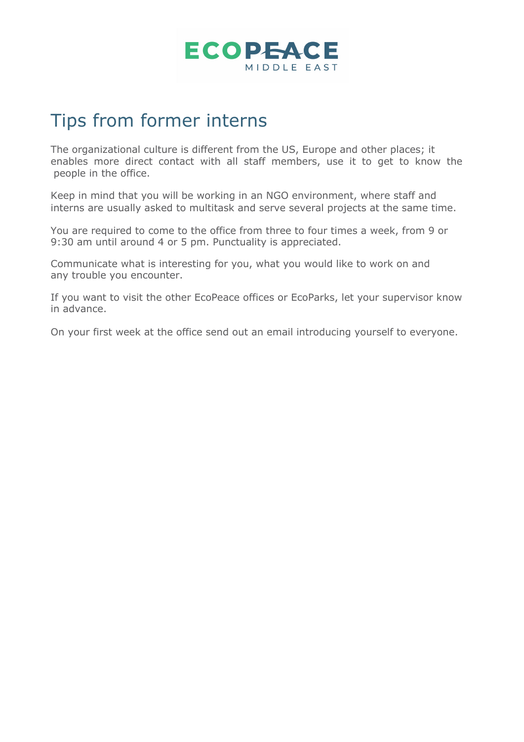# Tips from former interns

The organizational culture is different from the US, Europe and other places; it enables more direct contact with all staff members, use it to get to know the people in the office.

Keep in mind that you will be working in an NGO environment, where staff and interns are usually asked to multitask and serve several projects at the same time.

You are required to come to the office from three to four times a week, from 9 or 9:30 am until around 4 or 5 pm. Punctuality is appreciated.

Communicate what is interesting for you, what you would like to work on and any trouble you encounter.

If you want to visit the other EcoPeace offices or EcoParks, let your supervisor know in advance.

On your first week at the office send out an email introducing yourself to everyone.